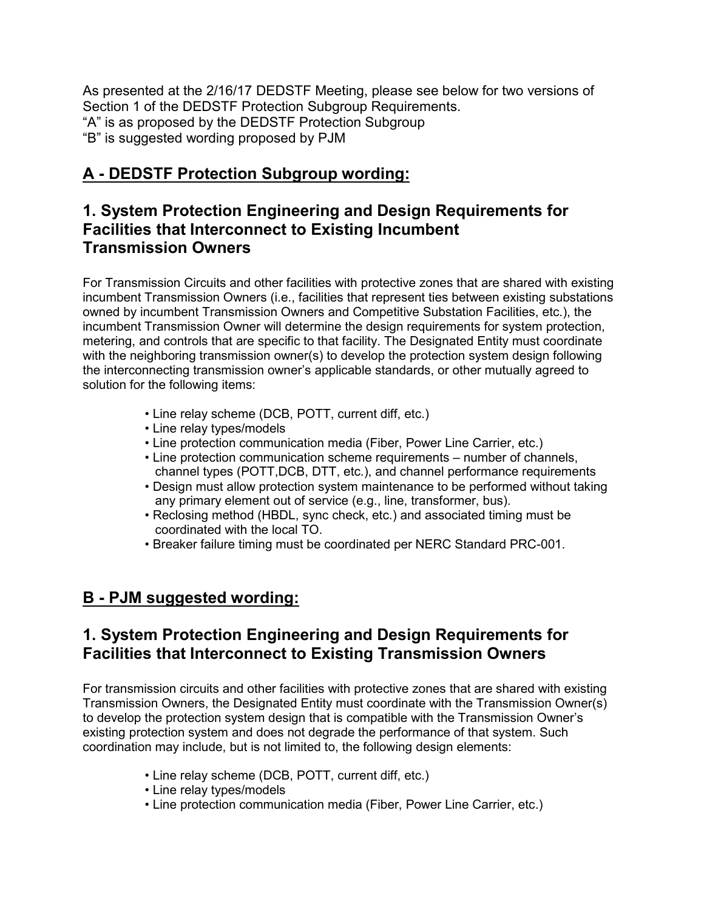As presented at the 2/16/17 DEDSTF Meeting, please see below for two versions of Section 1 of the DEDSTF Protection Subgroup Requirements.
"A" is as proposed by the DEDSTF Protection Subgroup
"B" is suggested wording proposed by PJM

## A - DEDSTF Protection Subgroup wording:

## 1. System Protection Engineering and Design Requirements for Facilities that Interconnect to Existing Incumbent Transmission Owners

For Transmission Circuits and other facilities with protective zones that are shared with existing incumbent Transmission Owners (i.e., facilities that represent ties between existing substations owned by incumbent Transmission Owners and Competitive Substation Facilities, etc.), the incumbent Transmission Owner will determine the design requirements for system protection, metering, and controls that are specific to that facility. The Designated Entity must coordinate with the neighboring transmission owner(s) to develop the protection system design following the interconnecting transmission owner's applicable standards, or other mutually agreed to solution for the following items:

- Line relay scheme (DCB, POTT, current diff, etc.)
- Line relay types/models
- Line protection communication media (Fiber, Power Line Carrier, etc.)
- Line protection communication scheme requirements – number of channels, channel types (POTT,DCB, DTT, etc.), and channel performance requirements
- Design must allow protection system maintenance to be performed without taking any primary element out of service (e.g., line, transformer, bus).
- Reclosing method (HBDL, sync check, etc.) and associated timing must be coordinated with the local TO.
- Breaker failure timing must be coordinated per NERC Standard PRC-001.

## B - PJM suggested wording:

## 1. System Protection Engineering and Design Requirements for Facilities that Interconnect to Existing Transmission Owners

For transmission circuits and other facilities with protective zones that are shared with existing Transmission Owners, the Designated Entity must coordinate with the Transmission Owner(s) to develop the protection system design that is compatible with the Transmission Owner's existing protection system and does not degrade the performance of that system. Such coordination may include, but is not limited to, the following design elements:

- Line relay scheme (DCB, POTT, current diff, etc.)
- Line relay types/models
- Line protection communication media (Fiber, Power Line Carrier, etc.)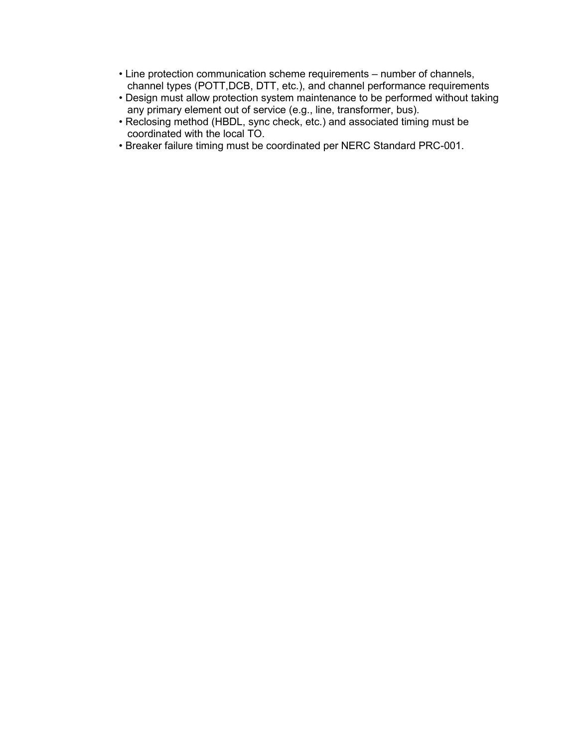- Line protection communication scheme requirements – number of channels, channel types (POTT,DCB, DTT, etc.), and channel performance requirements
- Design must allow protection system maintenance to be performed without taking any primary element out of service (e.g., line, transformer, bus).
- Reclosing method (HBDL, sync check, etc.) and associated timing must be coordinated with the local TO.
- Breaker failure timing must be coordinated per NERC Standard PRC-001.